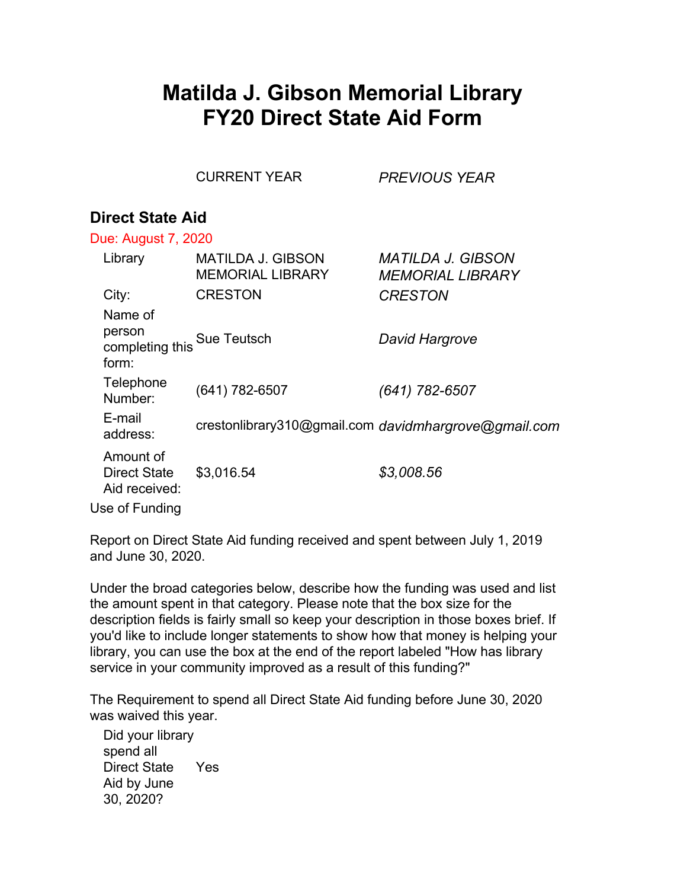# Matilda J. Gibson Memorial Library
# FY20 Direct State Aid Form

| | CURRENT YEAR | *PREVIOUS YEAR* |
|---|---|---|

## Direct State Aid

Due: August 7, 2020

| | | |
|---|---|---|
| Library | MATILDA J. GIBSON MEMORIAL LIBRARY | *MATILDA J. GIBSON MEMORIAL LIBRARY* |
| City: | CRESTON | *CRESTON* |
| Name of person completing this form: | Sue Teutsch | *David Hargrove* |
| Telephone Number: | (641) 782-6507 | *(641) 782-6507* |
| E-mail address: | crestonlibrary310@gmail.com | *davidmhargrove@gmail.com* |
| Amount of Direct State Aid received: | $3,016.54 | *$3,008.56* |

Use of Funding

Report on Direct State Aid funding received and spent between July 1, 2019 and June 30, 2020.

Under the broad categories below, describe how the funding was used and list the amount spent in that category. Please note that the box size for the description fields is fairly small so keep your description in those boxes brief. If you'd like to include longer statements to show how that money is helping your library, you can use the box at the end of the report labeled "How has library service in your community improved as a result of this funding?"

The Requirement to spend all Direct State Aid funding before June 30, 2020 was waived this year.

| | |
|---|---|
| Did your library spend all Direct State Aid by June 30, 2020? | Yes |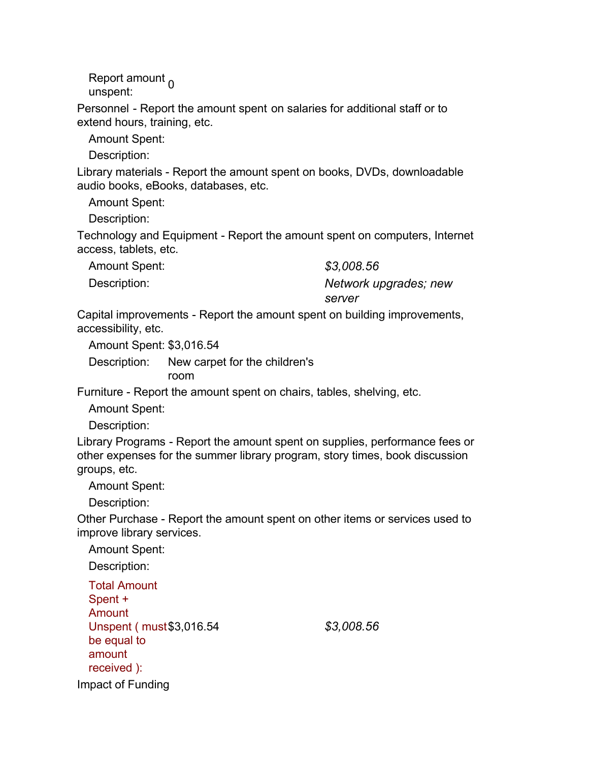Report amount unspent: 0

Personnel - Report the amount spent on salaries for additional staff or to extend hours, training, etc.

| | | |
|---|---|---|
| Amount Spent: | | |
| Description: | | |

Library materials - Report the amount spent on books, DVDs, downloadable audio books, eBooks, databases, etc.

| | | |
|---|---|---|
| Amount Spent: | | |
| Description: | | |

Technology and Equipment - Report the amount spent on computers, Internet access, tablets, etc.

| | | |
|---|---|---|
| Amount Spent: | | *$3,008.56* |
| Description: | | *Network upgrades; new server* |

Capital improvements - Report the amount spent on building improvements, accessibility, etc.

| | | |
|---|---|---|
| Amount Spent: | $3,016.54 | |
| Description: | New carpet for the children's room | |

Furniture - Report the amount spent on chairs, tables, shelving, etc.

| | | |
|---|---|---|
| Amount Spent: | | |
| Description: | | |

Library Programs - Report the amount spent on supplies, performance fees or other expenses for the summer library program, story times, book discussion groups, etc.

| | | |
|---|---|---|
| Amount Spent: | | |
| Description: | | |

Other Purchase - Report the amount spent on other items or services used to improve library services.

| | | |
|---|---|---|
| Amount Spent: | | |
| Description: | | |

| | | |
|---|---|---|
| Total Amount Spent + Amount Unspent ( must be equal to amount received ): | $3,016.54 | *$3,008.56* |

Impact of Funding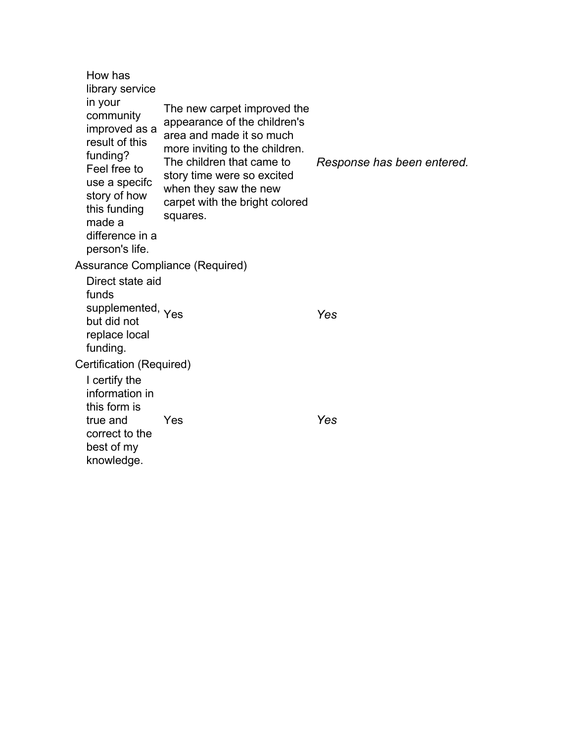| | | |
|---|---|---|
| How has library service in your community improved as a result of this funding? Feel free to use a specifc story of how this funding made a difference in a person's life. | The new carpet improved the appearance of the children's area and made it so much more inviting to the children. The children that came to story time were so excited when they saw the new carpet with the bright colored squares. | *Response has been entered.* |

Assurance Compliance (Required)

| | | |
|---|---|---|
| Direct state aid funds supplemented, but did not replace local funding. | Yes | *Yes* |

Certification (Required)

| | | |
|---|---|---|
| I certify the information in this form is true and correct to the best of my knowledge. | Yes | *Yes* |